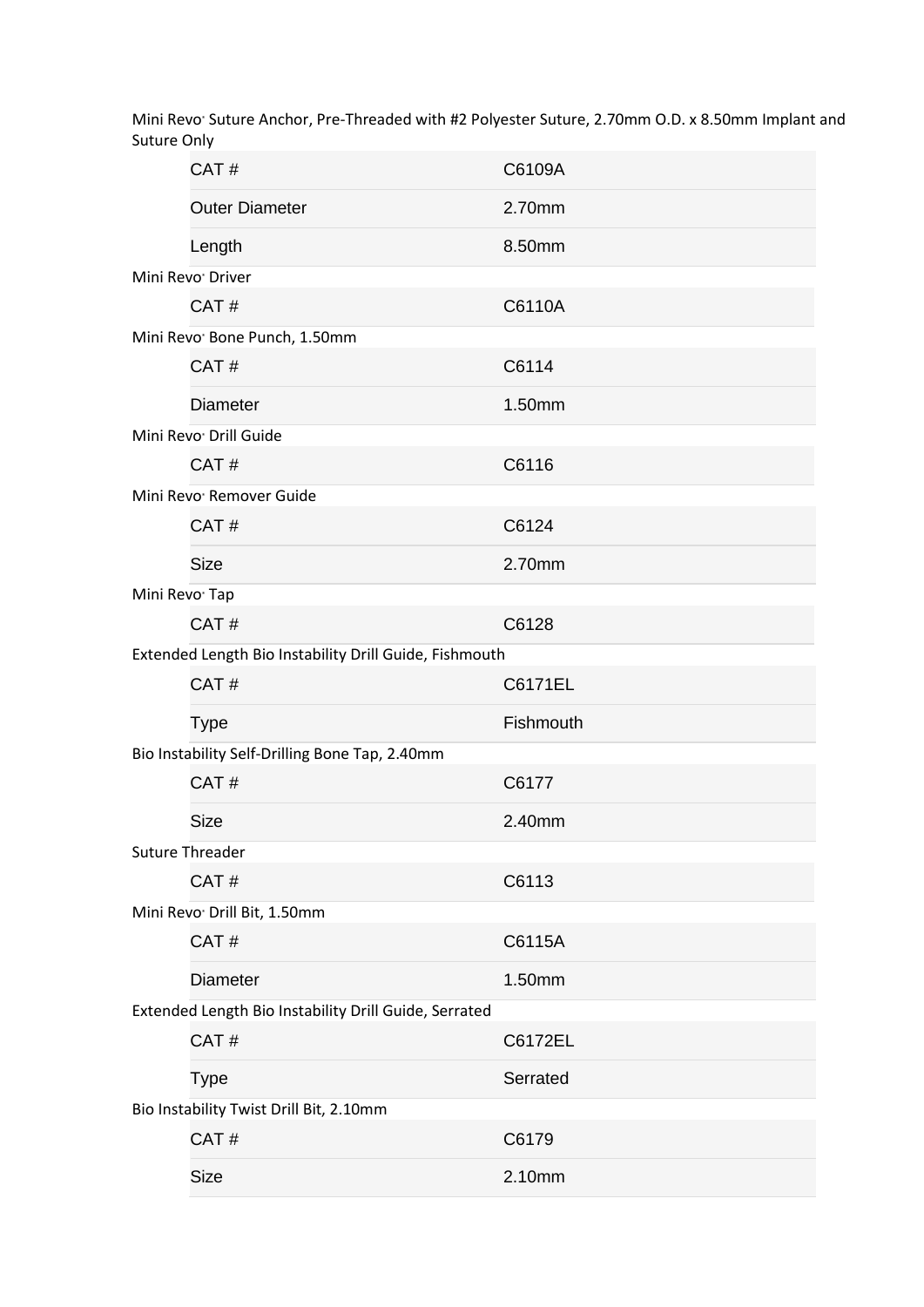Mini Revo® Suture Anchor, Pre-Threaded with #2 Polyester Suture, 2.70mm O.D. x 8.50mm Implant and Suture Only

| CAT # | C6109A |
|---|---|
| Outer Diameter | 2.70mm |
| Length | 8.50mm |

Mini Revo® Driver

| CAT # | C6110A |
|---|---|

Mini Revo® Bone Punch, 1.50mm

| CAT # | C6114 |
|---|---|
| Diameter | 1.50mm |

Mini Revo® Drill Guide

| CAT # | C6116 |
|---|---|

Mini Revo® Remover Guide

| CAT # | C6124 |
|---|---|
| Size | 2.70mm |

Mini Revo® Tap

| CAT # | C6128 |
|---|---|

Extended Length Bio Instability Drill Guide, Fishmouth

| CAT # | C6171EL |
|---|---|
| Type | Fishmouth |

Bio Instability Self-Drilling Bone Tap, 2.40mm

| CAT # | C6177 |
|---|---|
| Size | 2.40mm |

Suture Threader

| CAT # | C6113 |
|---|---|

Mini Revo® Drill Bit, 1.50mm

| CAT # | C6115A |
|---|---|
| Diameter | 1.50mm |

Extended Length Bio Instability Drill Guide, Serrated

| CAT # | C6172EL |
|---|---|
| Type | Serrated |

Bio Instability Twist Drill Bit, 2.10mm

| CAT # | C6179 |
|---|---|
| Size | 2.10mm |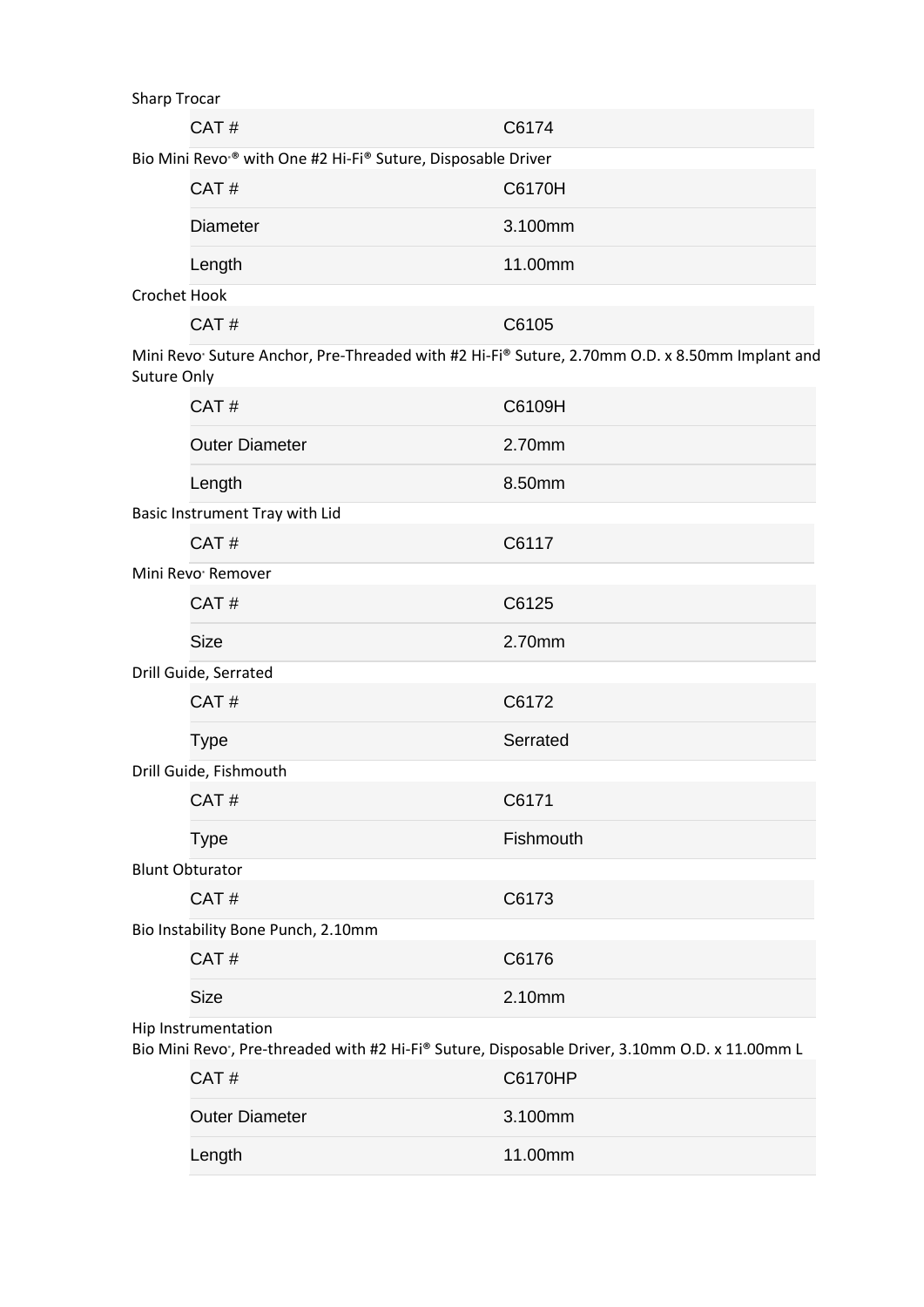Sharp Trocar

| CAT # | C6174 |
|---|---|

Bio Mini Revo·® with One #2 Hi-Fi® Suture, Disposable Driver

| CAT # | C6170H |
|---|---|
| Diameter | 3.100mm |
| Length | 11.00mm |

Crochet Hook

| CAT # | C6105 |
|---|---|

Mini Revo· Suture Anchor, Pre-Threaded with #2 Hi-Fi® Suture, 2.70mm O.D. x 8.50mm Implant and Suture Only

| CAT # | C6109H |
|---|---|
| Outer Diameter | 2.70mm |
| Length | 8.50mm |

Basic Instrument Tray with Lid

| CAT # | C6117 |
|---|---|

Mini Revo· Remover

| CAT # | C6125 |
|---|---|
| Size | 2.70mm |

Drill Guide, Serrated

| CAT # | C6172 |
|---|---|
| Type | Serrated |

Drill Guide, Fishmouth

| CAT # | C6171 |
|---|---|
| Type | Fishmouth |

Blunt Obturator

| CAT # | C6173 |
|---|---|

Bio Instability Bone Punch, 2.10mm

| CAT # | C6176 |
|---|---|
| Size | 2.10mm |

Hip Instrumentation

Bio Mini Revo·, Pre-threaded with #2 Hi-Fi® Suture, Disposable Driver, 3.10mm O.D. x 11.00mm L

| CAT # | C6170HP |
|---|---|
| Outer Diameter | 3.100mm |
| Length | 11.00mm |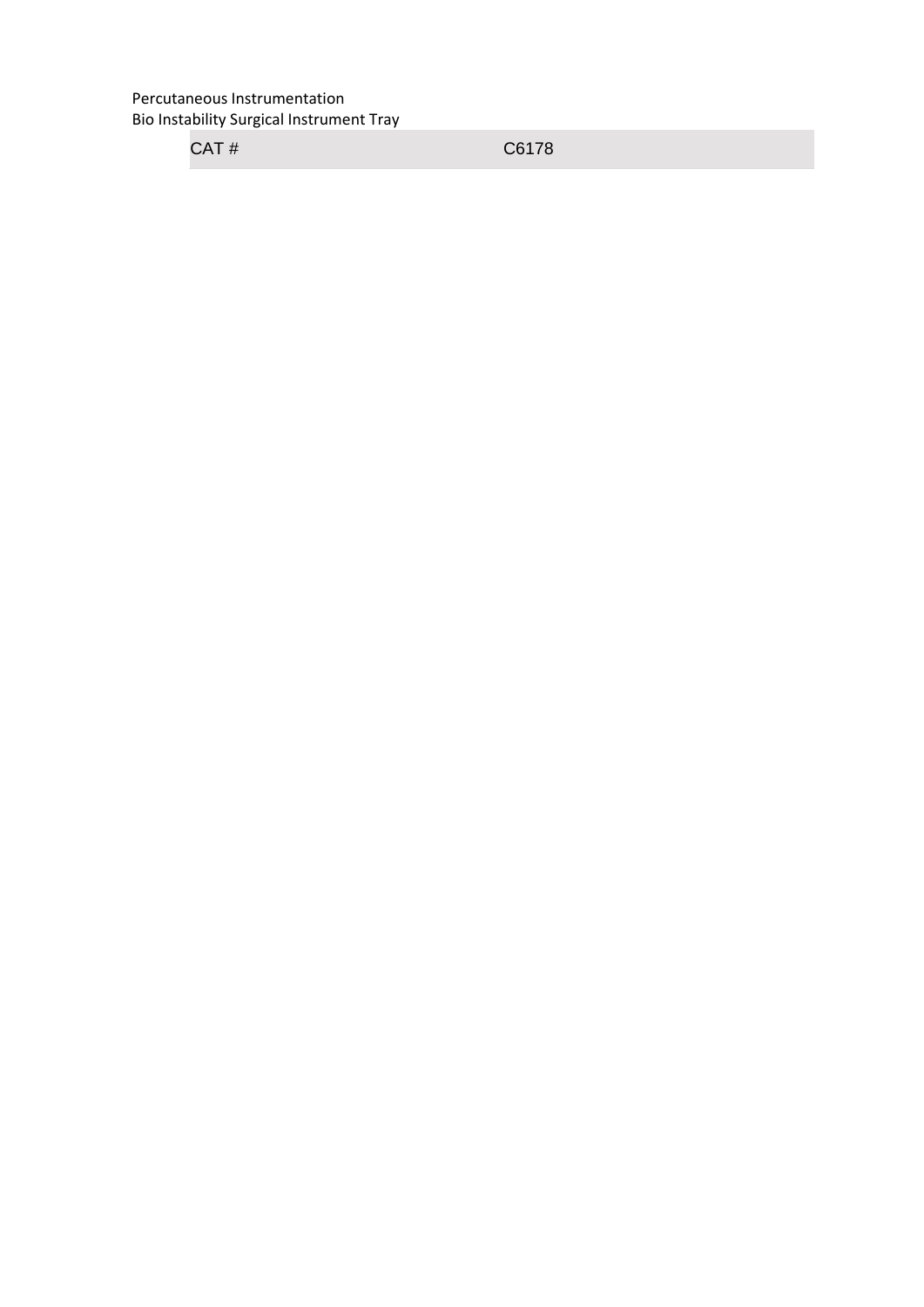Percutaneous Instrumentation
Bio Instability Surgical Instrument Tray

| | |
|---|---|
| CAT # | C6178 |